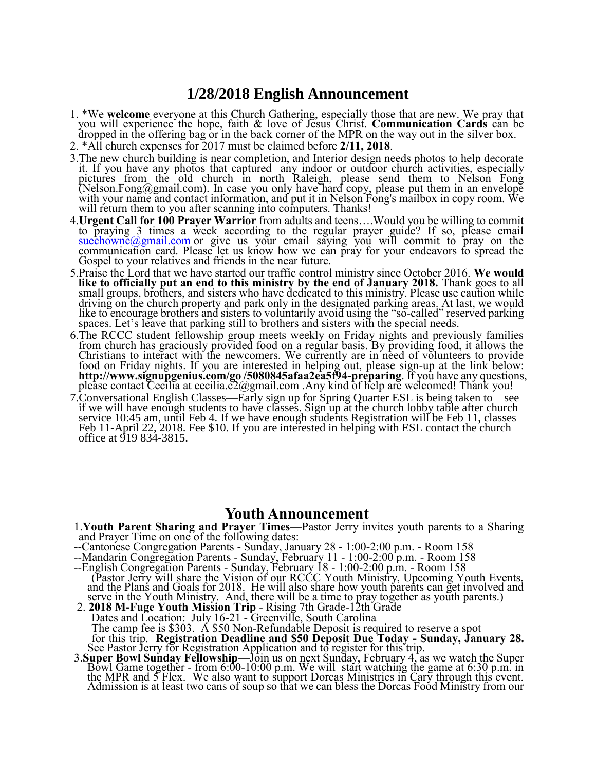# 1/28/2018 English Announcement

1. *We **welcome** everyone at this Church Gathering, especially those that are new. We pray that you will experience the hope, faith & love of Jesus Christ. **Communication Cards** can be dropped in the offering bag or in the back corner of the MPR on the way out in the silver box.
2. *All church expenses for 2017 must be claimed before **2/11, 2018**.
3. The new church building is near completion, and Interior design needs photos to help decorate it. If you have any photos that captured any indoor or outdoor church activities, especially pictures from the old church in north Raleigh, please send them to Nelson Fong (Nelson.Fong@gmail.com). In case you only have hard copy, please put them in an envelope with your name and contact information, and put it in Nelson Fong's mailbox in copy room. We will return them to you after scanning into computers. Thanks!
4. **Urgent Call for 100 Prayer Warrior** from adults and teens….Would you be willing to commit to praying 3 times a week according to the regular prayer guide? If so, please email suechownc@gmail.com or give us your email saying you will commit to pray on the communication card. Please let us know how we can pray for your endeavors to spread the Gospel to your relatives and friends in the near future.
5. Praise the Lord that we have started our traffic control ministry since October 2016. **We would like to officially put an end to this ministry by the end of January 2018.** Thank goes to all small groups, brothers, and sisters who have dedicated to this ministry. Please use caution while driving on the church property and park only in the designated parking areas. At last, we would like to encourage brothers and sisters to voluntarily avoid using the "so-called" reserved parking spaces. Let's leave that parking still to brothers and sisters with the special needs.
6. The RCCC student fellowship group meets weekly on Friday nights and previously families from church has graciously provided food on a regular basis. By providing food, it allows the Christians to interact with the newcomers. We currently are in need of volunteers to provide food on Friday nights. If you are interested in helping out, please sign-up at the link below: **http://www.signupgenius.com/go /5080845afaa2ea5f94-preparing**. If you have any questions, please contact Cecilia at cecilia.c2@gmail.com .Any kind of help are welcomed! Thank you!
7. Conversational English Classes—Early sign up for Spring Quarter ESL is being taken to see if we will have enough students to have classes. Sign up at the church lobby table after church service 10:45 am, until Feb 4. If we have enough students Registration will be Feb 11, classes Feb 11-April 22, 2018. Fee $10. If you are interested in helping with ESL contact the church office at 919 834-3815.

# Youth Announcement

1. **Youth Parent Sharing and Prayer Times**—Pastor Jerry invites youth parents to a Sharing and Prayer Time on one of the following dates:
   - --Cantonese Congregation Parents - Sunday, January 28 - 1:00-2:00 p.m. - Room 158
   - --Mandarin Congregation Parents - Sunday, February 11 - 1:00-2:00 p.m. - Room 158
   - --English Congregation Parents - Sunday, February 18 - 1:00-2:00 p.m. - Room 158

   (Pastor Jerry will share the Vision of our RCCC Youth Ministry, Upcoming Youth Events, and the Plans and Goals for 2018. He will also share how youth parents can get involved and serve in the Youth Ministry. And, there will be a time to pray together as youth parents.)
2. **2018 M-Fuge Youth Mission Trip** - Rising 7th Grade-12th Grade
   Dates and Location: July 16-21 - Greenville, South Carolina
   The camp fee is $303. A $50 Non-Refundable Deposit is required to reserve a spot for this trip. **Registration Deadline and $50 Deposit Due Today - Sunday, January 28.** See Pastor Jerry for Registration Application and to register for this trip.
3. **Super Bowl Sunday Fellowship**—Join us on next Sunday, February 4, as we watch the Super Bowl Game together - from 6:00-10:00 p.m. We will start watching the game at 6:30 p.m. in the MPR and 5 Flex. We also want to support Dorcas Ministries in Cary through this event. Admission is at least two cans of soup so that we can bless the Dorcas Food Ministry from our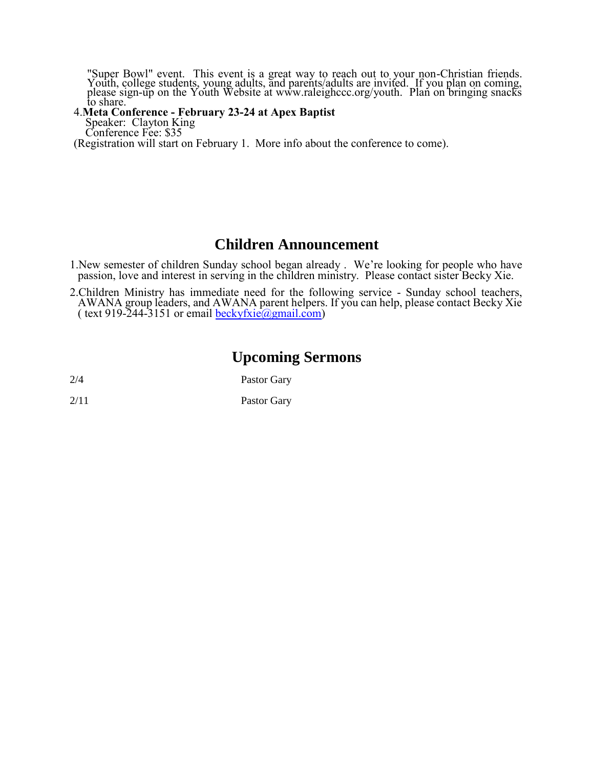"Super Bowl" event. This event is a great way to reach out to your non-Christian friends. Youth, college students, young adults, and parents/adults are invited. If you plan on coming, please sign-up on the Youth Website at www.raleighccc.org/youth. Plan on bringing snacks to share.

4. **Meta Conference - February 23-24 at Apex Baptist**
   Speaker: Clayton King
   Conference Fee: $35

(Registration will start on February 1. More info about the conference to come).

## Children Announcement

1. New semester of children Sunday school began already . We're looking for people who have passion, love and interest in serving in the children ministry. Please contact sister Becky Xie.

2. Children Ministry has immediate need for the following service - Sunday school teachers, AWANA group leaders, and AWANA parent helpers. If you can help, please contact Becky Xie ( text 919-244-3151 or email beckyfxie@gmail.com)

## Upcoming Sermons

| | |
|---|---|
| 2/4 | Pastor Gary |
| 2/11 | Pastor Gary |